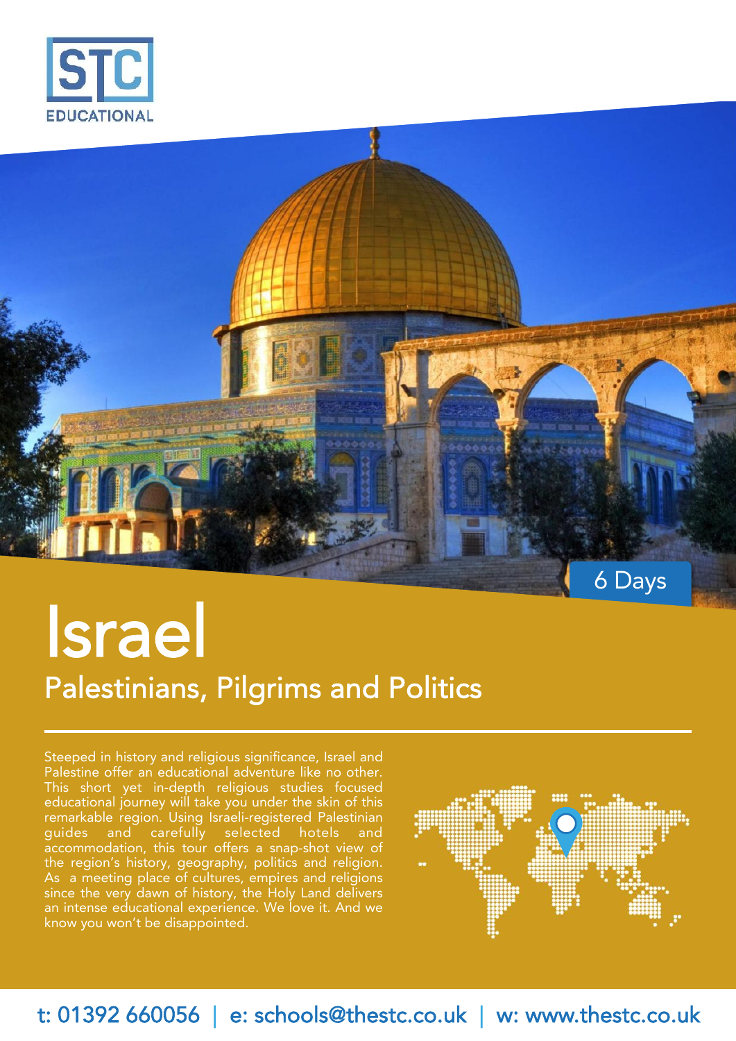STC EDUCATIONAL

6 Days

# Israel

## Palestinians, Pilgrims and Politics

Steeped in history and religious significance, Israel and Palestine offer an educational adventure like no other. This short yet in-depth religious studies focused educational journey will take you under the skin of this remarkable region. Using Israeli-registered Palestinian guides and carefully selected hotels and accommodation, this tour offers a snap-shot view of the region's history, geography, politics and religion. As a meeting place of cultures, empires and religions since the very dawn of history, the Holy Land delivers an intense educational experience. We love it. And we know you won't be disappointed.

t: 01392 660056 | e: schools@thestc.co.uk | w: www.thestc.co.uk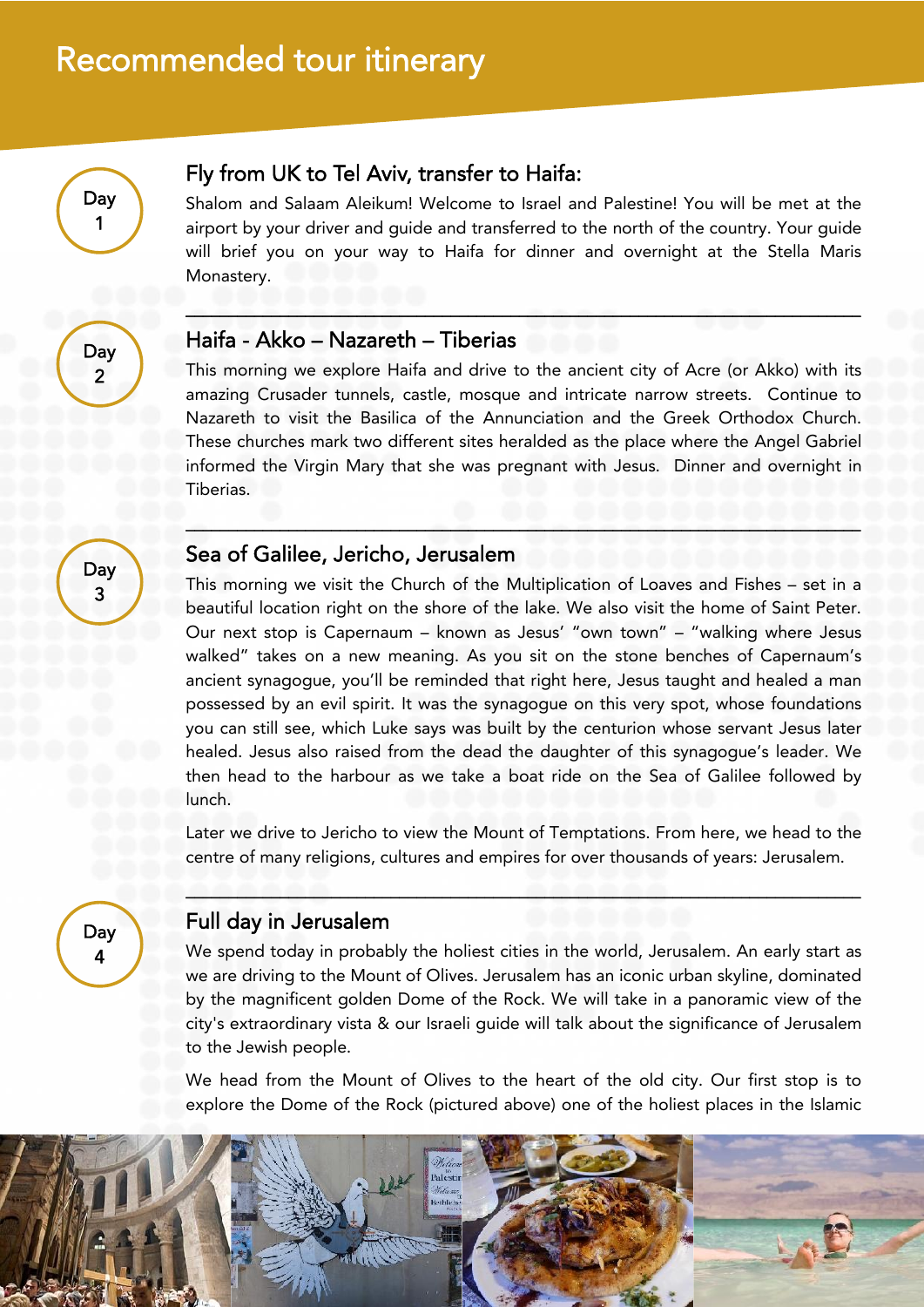# Recommended tour itinerary

**Day 1**

## Fly from UK to Tel Aviv, transfer to Haifa:

Shalom and Salaam Aleikum! Welcome to Israel and Palestine! You will be met at the airport by your driver and guide and transferred to the north of the country. Your guide will brief you on your way to Haifa for dinner and overnight at the Stella Maris Monastery.

---

**Day 2**

## Haifa - Akko – Nazareth – Tiberias

This morning we explore Haifa and drive to the ancient city of Acre (or Akko) with its amazing Crusader tunnels, castle, mosque and intricate narrow streets. Continue to Nazareth to visit the Basilica of the Annunciation and the Greek Orthodox Church. These churches mark two different sites heralded as the place where the Angel Gabriel informed the Virgin Mary that she was pregnant with Jesus. Dinner and overnight in Tiberias.

---

**Day 3**

## Sea of Galilee, Jericho, Jerusalem

This morning we visit the Church of the Multiplication of Loaves and Fishes – set in a beautiful location right on the shore of the lake. We also visit the home of Saint Peter. Our next stop is Capernaum – known as Jesus' "own town" – "walking where Jesus walked" takes on a new meaning. As you sit on the stone benches of Capernaum's ancient synagogue, you'll be reminded that right here, Jesus taught and healed a man possessed by an evil spirit. It was the synagogue on this very spot, whose foundations you can still see, which Luke says was built by the centurion whose servant Jesus later healed. Jesus also raised from the dead the daughter of this synagogue's leader. We then head to the harbour as we take a boat ride on the Sea of Galilee followed by lunch.

Later we drive to Jericho to view the Mount of Temptations. From here, we head to the centre of many religions, cultures and empires for over thousands of years: Jerusalem.

---

**Day 4**

## Full day in Jerusalem

We spend today in probably the holiest cities in the world, Jerusalem. An early start as we are driving to the Mount of Olives. Jerusalem has an iconic urban skyline, dominated by the magnificent golden Dome of the Rock. We will take in a panoramic view of the city's extraordinary vista & our Israeli guide will talk about the significance of Jerusalem to the Jewish people.

We head from the Mount of Olives to the heart of the old city. Our first stop is to explore the Dome of the Rock (pictured above) one of the holiest places in the Islamic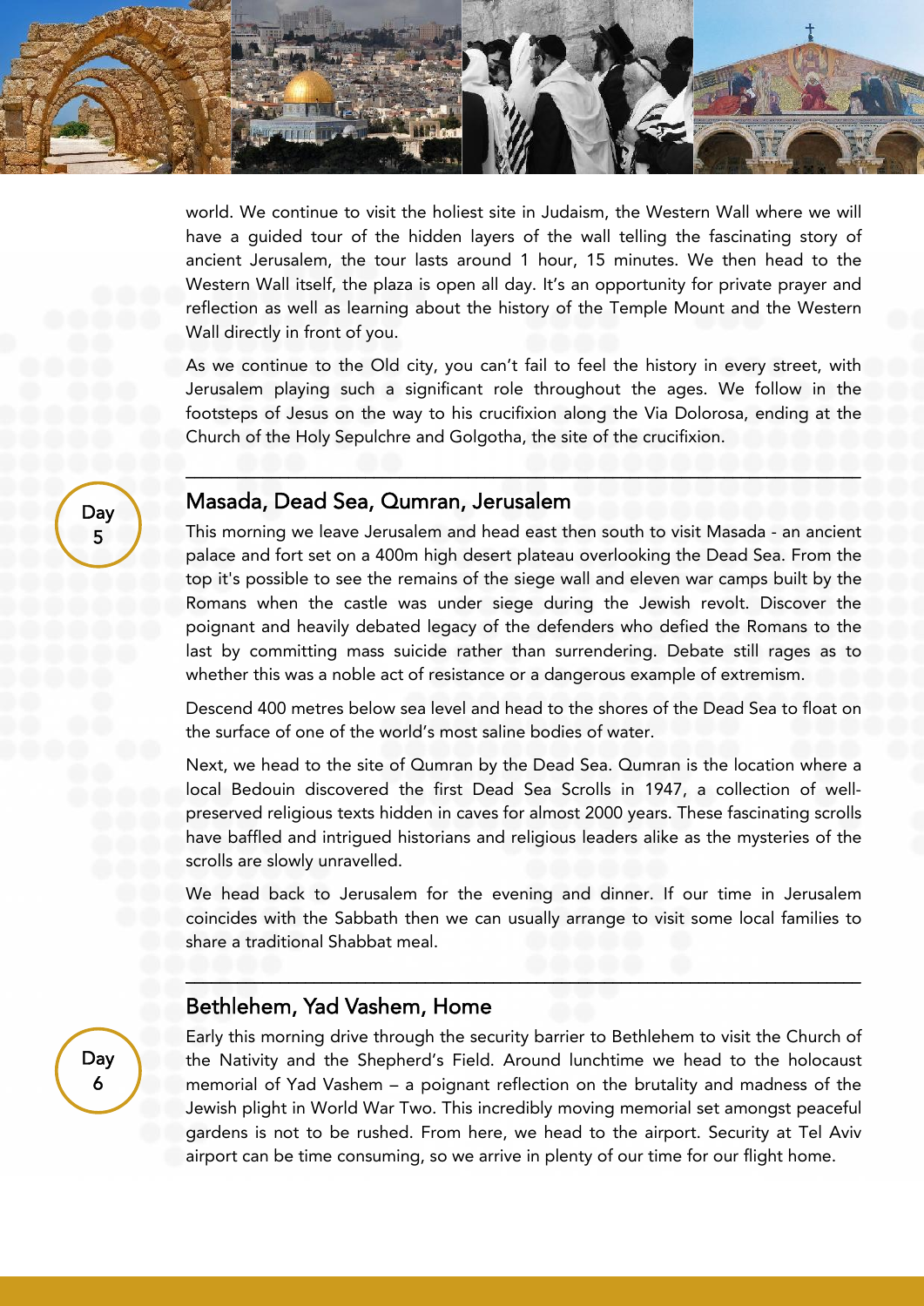world. We continue to visit the holiest site in Judaism, the Western Wall where we will have a guided tour of the hidden layers of the wall telling the fascinating story of ancient Jerusalem, the tour lasts around 1 hour, 15 minutes. We then head to the Western Wall itself, the plaza is open all day. It's an opportunity for private prayer and reflection as well as learning about the history of the Temple Mount and the Western Wall directly in front of you.

As we continue to the Old city, you can't fail to feel the history in every street, with Jerusalem playing such a significant role throughout the ages. We follow in the footsteps of Jesus on the way to his crucifixion along the Via Dolorosa, ending at the Church of the Holy Sepulchre and Golgotha, the site of the crucifixion.

---

Day 5

## Masada, Dead Sea, Qumran, Jerusalem

This morning we leave Jerusalem and head east then south to visit Masada - an ancient palace and fort set on a 400m high desert plateau overlooking the Dead Sea. From the top it's possible to see the remains of the siege wall and eleven war camps built by the Romans when the castle was under siege during the Jewish revolt. Discover the poignant and heavily debated legacy of the defenders who defied the Romans to the last by committing mass suicide rather than surrendering. Debate still rages as to whether this was a noble act of resistance or a dangerous example of extremism.

Descend 400 metres below sea level and head to the shores of the Dead Sea to float on the surface of one of the world's most saline bodies of water.

Next, we head to the site of Qumran by the Dead Sea. Qumran is the location where a local Bedouin discovered the first Dead Sea Scrolls in 1947, a collection of well-preserved religious texts hidden in caves for almost 2000 years. These fascinating scrolls have baffled and intrigued historians and religious leaders alike as the mysteries of the scrolls are slowly unravelled.

We head back to Jerusalem for the evening and dinner. If our time in Jerusalem coincides with the Sabbath then we can usually arrange to visit some local families to share a traditional Shabbat meal.

---

Day 6

## Bethlehem, Yad Vashem, Home

Early this morning drive through the security barrier to Bethlehem to visit the Church of the Nativity and the Shepherd's Field. Around lunchtime we head to the holocaust memorial of Yad Vashem – a poignant reflection on the brutality and madness of the Jewish plight in World War Two. This incredibly moving memorial set amongst peaceful gardens is not to be rushed. From here, we head to the airport. Security at Tel Aviv airport can be time consuming, so we arrive in plenty of our time for our flight home.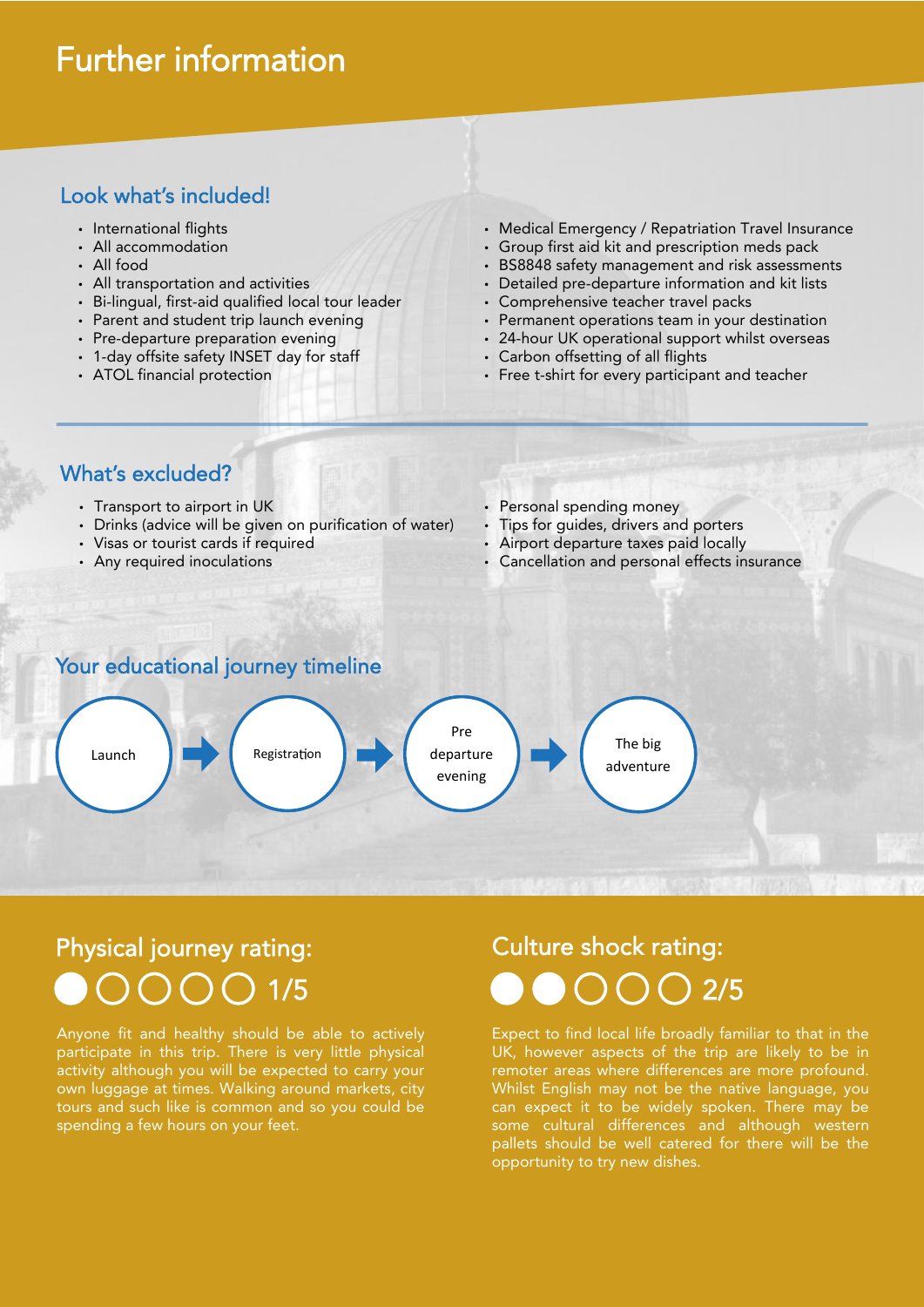# Further information

## Look what's included!

- International flights
- All accommodation
- All food
- All transportation and activities
- Bi-lingual, first-aid qualified local tour leader
- Parent and student trip launch evening
- Pre-departure preparation evening
- 1-day offsite safety INSET day for staff
- ATOL financial protection
- Medical Emergency / Repatriation Travel Insurance
- Group first aid kit and prescription meds pack
- BS8848 safety management and risk assessments
- Detailed pre-departure information and kit lists
- Comprehensive teacher travel packs
- Permanent operations team in your destination
- 24-hour UK operational support whilst overseas
- Carbon offsetting of all flights
- Free t-shirt for every participant and teacher

## What's excluded?

- Transport to airport in UK
- Drinks (advice will be given on purification of water)
- Visas or tourist cards if required
- Any required inoculations
- Personal spending money
- Tips for guides, drivers and porters
- Airport departure taxes paid locally
- Cancellation and personal effects insurance

## Your educational journey timeline

Launch → Registration → Pre departure evening → The big adventure

## Physical journey rating: 1/5

Anyone fit and healthy should be able to actively participate in this trip. There is very little physical activity although you will be expected to carry your own luggage at times. Walking around markets, city tours and such like is common and so you could be spending a few hours on your feet.

## Culture shock rating: 2/5

Expect to find local life broadly familiar to that in the UK, however aspects of the trip are likely to be in remoter areas where differences are more profound. Whilst English may not be the native language, you can expect it to be widely spoken. There may be some cultural differences and although western pallets should be well catered for there will be the opportunity to try new dishes.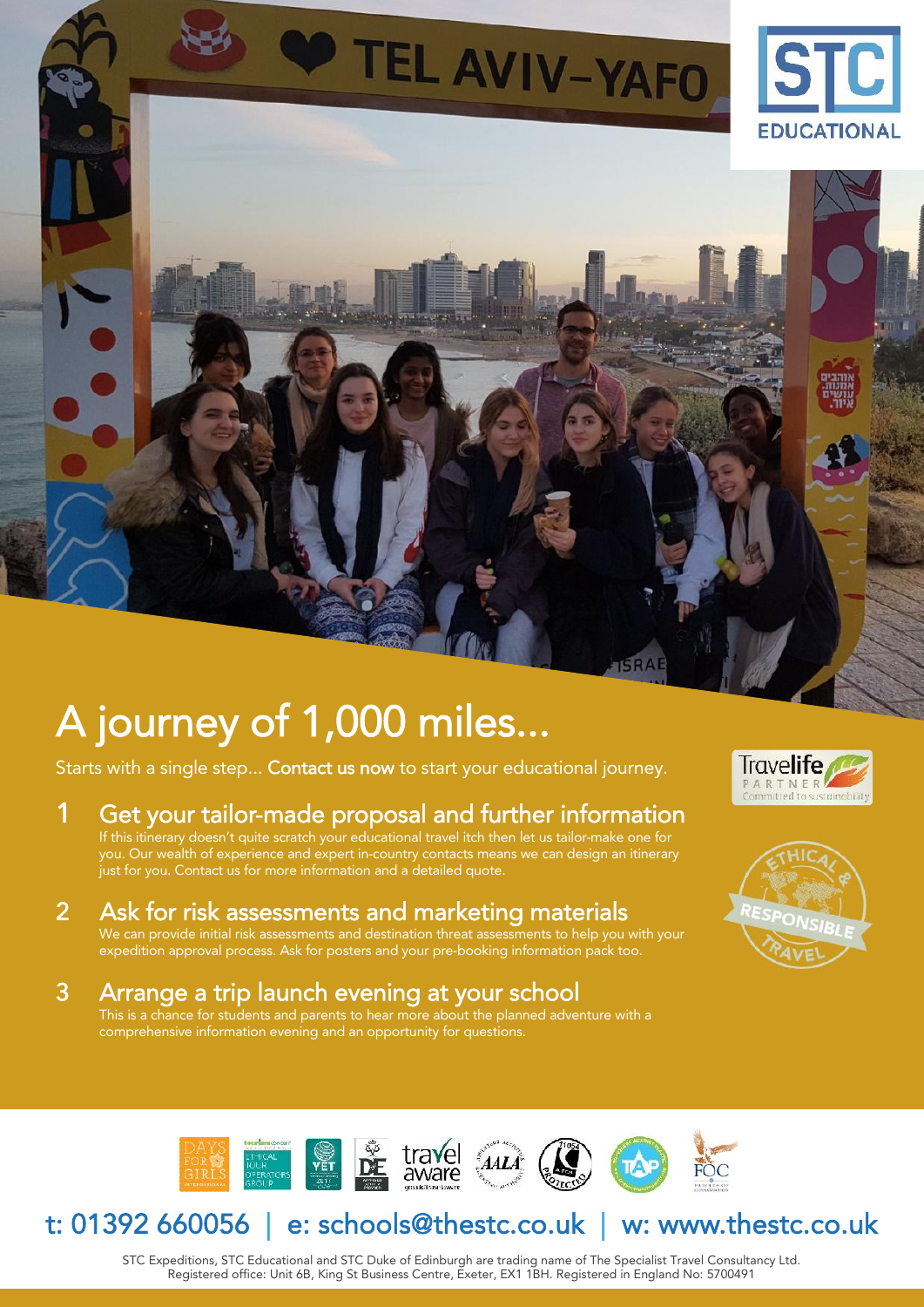# A journey of 1,000 miles...

Starts with a single step... **Contact us now** to start your educational journey.

## 1 Get your tailor-made proposal and further information

If this itinerary doesn't quite scratch your educational travel itch then let us tailor-make one for you. Our wealth of experience and expert in-country contacts means we can design an itinerary just for you. Contact us for more information and a detailed quote.

## 2 Ask for risk assessments and marketing materials

We can provide initial risk assessments and destination threat assessments to help you with your expedition approval process. Ask for posters and your pre-booking information pack too.

## 3 Arrange a trip launch evening at your school

This is a chance for students and parents to hear more about the planned adventure with a comprehensive information evening and an opportunity for questions.

t: 01392 660056 | e: schools@thestc.co.uk | w: www.thestc.co.uk

STC Expeditions, STC Educational and STC Duke of Edinburgh are trading name of The Specialist Travel Consultancy Ltd. Registered office: Unit 6B, King St Business Centre, Exeter, EX1 1BH. Registered in England No: 5700491